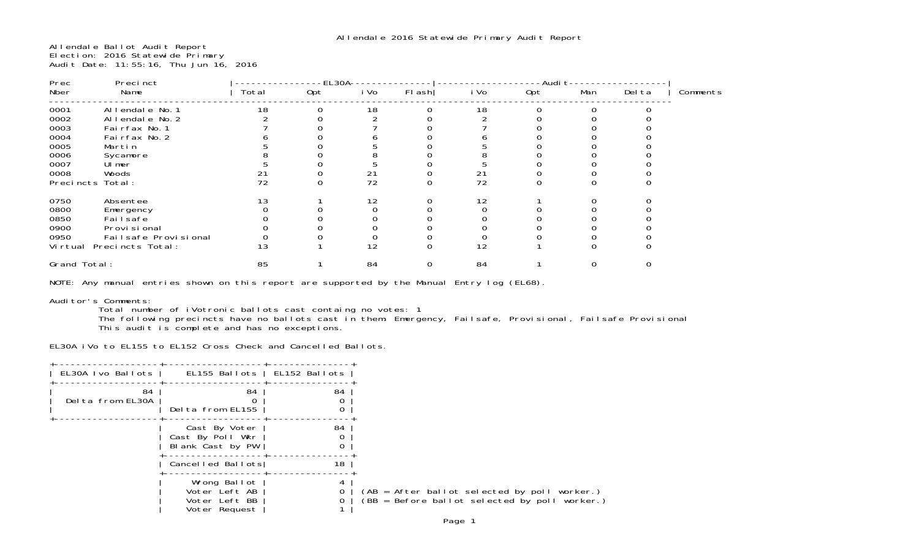# Allendale 2016 Statewide Primary Audit Report

Allendale Ballot Audit Report
Election: 2016 Statewide Primary
Audit Date: 11:55:16, Thu Jun 16, 2016

| Prec Nber | Precinct Name | EL30A Total | EL30A Opt | EL30A iVo | EL30A Flash | Audit iVo | Audit Opt | Audit Man | Audit Delta | Comments |
|---|---|---|---|---|---|---|---|---|---|---|
| 0001 | Allendale No.1 | 18 | 0 | 18 | 0 | 18 | 0 | 0 | 0 | |
| 0002 | Allendale No.2 | 2 | 0 | 2 | 0 | 2 | 0 | 0 | 0 | |
| 0003 | Fairfax No.1 | 7 | 0 | 7 | 0 | 7 | 0 | 0 | 0 | |
| 0004 | Fairfax No.2 | 6 | 0 | 6 | 0 | 6 | 0 | 0 | 0 | |
| 0005 | Martin | 5 | 0 | 5 | 0 | 5 | 0 | 0 | 0 | |
| 0006 | Sycamore | 8 | 0 | 8 | 0 | 8 | 0 | 0 | 0 | |
| 0007 | Ulmer | 5 | 0 | 5 | 0 | 5 | 0 | 0 | 0 | |
| 0008 | Woods | 21 | 0 | 21 | 0 | 21 | 0 | 0 | 0 | |
| Precincts Total: | | 72 | 0 | 72 | 0 | 72 | 0 | 0 | 0 | |
| 0750 | Absentee | 13 | 1 | 12 | 0 | 12 | 1 | 0 | 0 | |
| 0800 | Emergency | 0 | 0 | 0 | 0 | 0 | 0 | 0 | 0 | |
| 0850 | Failsafe | 0 | 0 | 0 | 0 | 0 | 0 | 0 | 0 | |
| 0900 | Provisional | 0 | 0 | 0 | 0 | 0 | 0 | 0 | 0 | |
| 0950 | Failsafe Provisional | 0 | 0 | 0 | 0 | 0 | 0 | 0 | 0 | |
| Virtual Precincts Total: | | 13 | 1 | 12 | 0 | 12 | 1 | 0 | 0 | |
| Grand Total: | | 85 | 1 | 84 | 0 | 84 | 1 | 0 | 0 | |

NOTE: Any manual entries shown on this report are supported by the Manual Entry log (EL68).

Auditor's Comments:

Total number of iVotronic ballots cast containg no votes: 1
The following precincts have no ballots cast in them: Emergency, Failsafe, Provisional, Failsafe Provisional
This audit is complete and has no exceptions.

EL30A iVo to EL155 to EL152 Cross Check and Cancelled Ballots.

| EL30A Ivo Ballots | EL155 Ballots | EL152 Ballots |
|---|---|---|
| 84 | 84 | 84 |
| Delta from EL30A | 0 | 0 |
| | Delta from EL155 | 0 |
| | Cast By Voter | 84 |
| | Cast By Poll Wkr | 0 |
| | Blank Cast by PW | 0 |
| | Cancelled Ballots | 18 |
| | Wrong Ballot | 4 |
| | Voter Left AB | 0 (AB = After ballot selected by poll worker.) |
| | Voter Left BB | 0 (BB = Before ballot selected by poll worker.) |
| | Voter Request | 1 |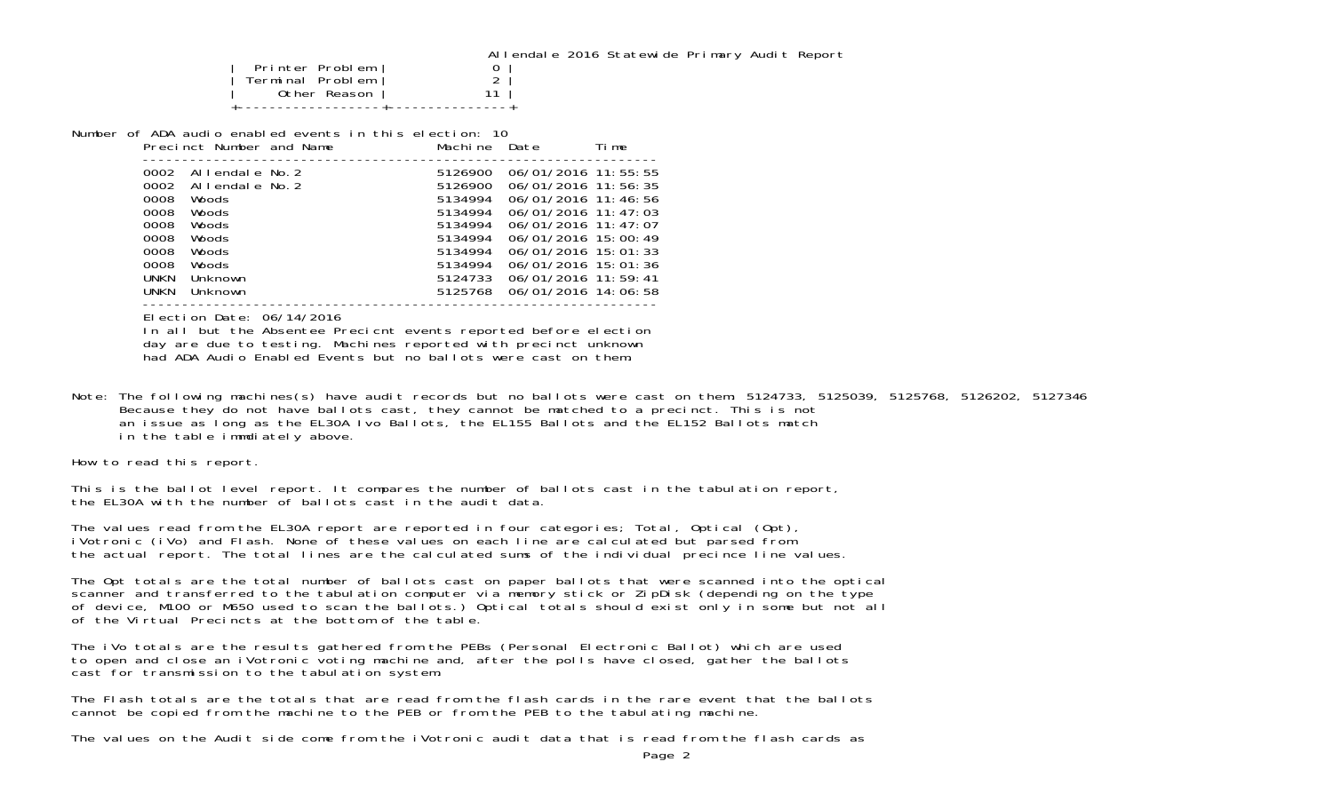| | |
|---|---|
| Printer Problem | 0 |
| Terminal Problem | 2 |
| Other Reason | 11 |

Number of ADA audio enabled events in this election: 10

| Precinct Number and Name | | Machine | Date | Time |
|---|---|---|---|---|
| 0002 | Allendale No. 2 | 5126900 | 06/01/2016 | 11:55:55 |
| 0002 | Allendale No. 2 | 5126900 | 06/01/2016 | 11:56:35 |
| 0008 | Woods | 5134994 | 06/01/2016 | 11:46:56 |
| 0008 | Woods | 5134994 | 06/01/2016 | 11:47:03 |
| 0008 | Woods | 5134994 | 06/01/2016 | 11:47:07 |
| 0008 | Woods | 5134994 | 06/01/2016 | 15:00:49 |
| 0008 | Woods | 5134994 | 06/01/2016 | 15:01:33 |
| 0008 | Woods | 5134994 | 06/01/2016 | 15:01:36 |
| UNKN | Unknown | 5124733 | 06/01/2016 | 11:59:41 |
| UNKN | Unknown | 5125768 | 06/01/2016 | 14:06:58 |

Election Date: 06/14/2016
In all but the Absentee Precicnt events reported before election day are due to testing. Machines reported with precinct unknown had ADA Audio Enabled Events but no ballots were cast on them.

Note: The following machines(s) have audit records but no ballots were cast on them: 5124733, 5125039, 5125768, 5126202, 5127346
Because they do not have ballots cast, they cannot be matched to a precinct. This is not an issue as long as the EL30A Ivo Ballots, the EL155 Ballots and the EL152 Ballots match in the table immdiately above.

How to read this report.

This is the ballot level report. It compares the number of ballots cast in the tabulation report, the EL30A with the number of ballots cast in the audit data.

The values read from the EL30A report are reported in four categories; Total, Optical (Opt), iVotronic (iVo) and Flash. None of these values on each line are calculated but parsed from the actual report. The total lines are the calculated sums of the individual precince line values.

The Opt totals are the total number of ballots cast on paper ballots that were scanned into the optical scanner and transferred to the tabulation computer via memory stick or ZipDisk (depending on the type of device, M100 or M650 used to scan the ballots.) Optical totals should exist only in some but not all of the Virtual Precincts at the bottom of the table.

The iVo totals are the results gathered from the PEBs (Personal Electronic Ballot) which are used to open and close an iVotronic voting machine and, after the polls have closed, gather the ballots cast for transmission to the tabulation system.

The Flash totals are the totals that are read from the flash cards in the rare event that the ballots cannot be copied from the machine to the PEB or from the PEB to the tabulating machine.

The values on the Audit side come from the iVotronic audit data that is read from the flash cards as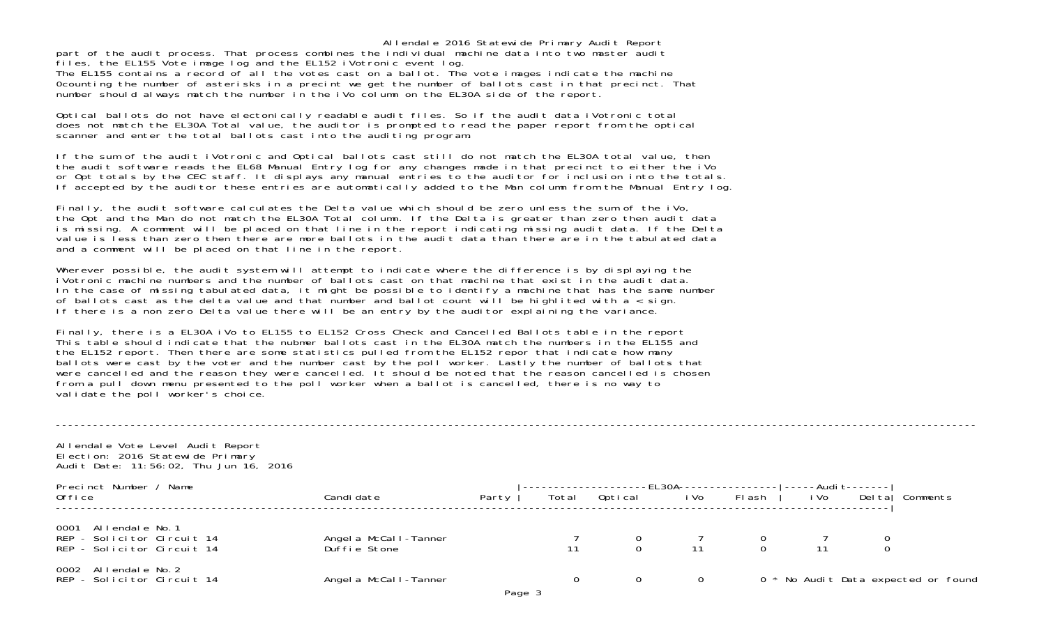Allendale 2016 Statewide Primary Audit Report

part of the audit process. That process combines the individual machine data into two master audit files, the EL155 Vote image log and the EL152 iVotronic event log.
The EL155 contains a record of all the votes cast on a ballot. The vote images indicate the machine 0counting the number of asterisks in a precint we get the number of ballots cast in that precinct. That number should always match the number in the iVo column on the EL30A side of the report.

Optical ballots do not have electonically readable audit files. So if the audit data iVotronic total does not match the EL30A Total value, the auditor is prompted to read the paper report from the optical scanner and enter the total ballots cast into the auditing program.

If the sum of the audit iVotronic and Optical ballots cast still do not match the EL30A total value, then the audit software reads the EL68 Manual Entry log for any changes made in that precinct to either the iVo or Opt totals by the CEC staff. It displays any manual entries to the auditor for inclusion into the totals. If accepted by the auditor these entries are automatically added to the Man column from the Manual Entry log.

Finally, the audit software calculates the Delta value which should be zero unless the sum of the iVo, the Opt and the Man do not match the EL30A Total column. If the Delta is greater than zero then audit data is missing. A comment will be placed on that line in the report indicating missing audit data. If the Delta value is less than zero then there are more ballots in the audit data than there are in the tabulated data and a comment will be placed on that line in the report.

Wherever possible, the audit system will attempt to indicate where the difference is by displaying the iVotronic machine numbers and the number of ballots cast on that machine that exist in the audit data. In the case of missing tabulated data, it might be possible to identify a machine that has the same number of ballots cast as the delta value and that number and ballot count will be highlited with a < sign. If there is a non zero Delta value there will be an entry by the auditor explaining the variance.

Finally, there is a EL30A iVo to EL155 to EL152 Cross Check and Cancelled Ballots table in the report This table should indicate that the nubmer ballots cast in the EL30A match the numbers in the EL155 and the EL152 report. Then there are some statistics pulled from the EL152 repor that indicate how many ballots were cast by the voter and the number cast by the poll worker. Lastly the number of ballots that were cancelled and the reason they were cancelled. It should be noted that the reason cancelled is chosen from a pull down menu presented to the poll worker when a ballot is cancelled, there is no way to validate the poll worker's choice.

---

Allendale Vote Level Audit Report
Election: 2016 Statewide Primary
Audit Date: 11:56:02, Thu Jun 16, 2016

| Precinct Number / Name<br>Office | Candidate | Party | EL30A<br>Total | <br>Optical | <br>iVo | <br>Flash | Audit<br>iVo | <br>Delta | Comments |
|---|---|---|---|---|---|---|---|---|---|
| **0001 Allendale No.1** | | | | | | | | | |
| REP - Solicitor Circuit 14 | Angela McCall-Tanner | | 7 | 0 | 7 | 0 | 7 | 0 | |
| REP - Solicitor Circuit 14 | Duffie Stone | | 11 | 0 | 11 | 0 | 11 | 0 | |
| **0002 Allendale No.2** | | | | | | | | | |
| REP - Solicitor Circuit 14 | Angela McCall-Tanner | | 0 | 0 | 0 | 0 | | | * No Audit Data expected or found |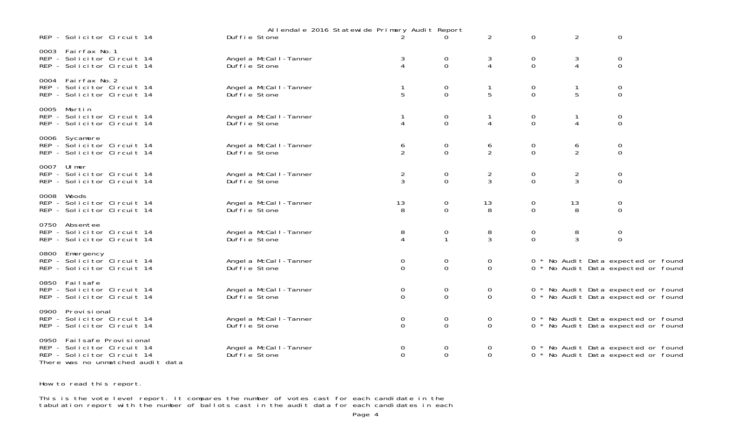| Precinct / Contest | Candidate | | | | | | |
|---|---|---|---|---|---|---|---|
| REP - Solicitor Circuit 14 | Duffie Stone | 2 | 0 | 2 | 0 | 2 | 0 |
| **0003 Fairfax No.1** | | | | | | | |
| REP - Solicitor Circuit 14 | Angela McCall-Tanner | 3 | 0 | 3 | 0 | 3 | 0 |
| REP - Solicitor Circuit 14 | Duffie Stone | 4 | 0 | 4 | 0 | 4 | 0 |
| **0004 Fairfax No.2** | | | | | | | |
| REP - Solicitor Circuit 14 | Angela McCall-Tanner | 1 | 0 | 1 | 0 | 1 | 0 |
| REP - Solicitor Circuit 14 | Duffie Stone | 5 | 0 | 5 | 0 | 5 | 0 |
| **0005 Martin** | | | | | | | |
| REP - Solicitor Circuit 14 | Angela McCall-Tanner | 1 | 0 | 1 | 0 | 1 | 0 |
| REP - Solicitor Circuit 14 | Duffie Stone | 4 | 0 | 4 | 0 | 4 | 0 |
| **0006 Sycamore** | | | | | | | |
| REP - Solicitor Circuit 14 | Angela McCall-Tanner | 6 | 0 | 6 | 0 | 6 | 0 |
| REP - Solicitor Circuit 14 | Duffie Stone | 2 | 0 | 2 | 0 | 2 | 0 |
| **0007 Ulmer** | | | | | | | |
| REP - Solicitor Circuit 14 | Angela McCall-Tanner | 2 | 0 | 2 | 0 | 2 | 0 |
| REP - Solicitor Circuit 14 | Duffie Stone | 3 | 0 | 3 | 0 | 3 | 0 |
| **0008 Woods** | | | | | | | |
| REP - Solicitor Circuit 14 | Angela McCall-Tanner | 13 | 0 | 13 | 0 | 13 | 0 |
| REP - Solicitor Circuit 14 | Duffie Stone | 8 | 0 | 8 | 0 | 8 | 0 |
| **0750 Absentee** | | | | | | | |
| REP - Solicitor Circuit 14 | Angela McCall-Tanner | 8 | 0 | 8 | 0 | 8 | 0 |
| REP - Solicitor Circuit 14 | Duffie Stone | 4 | 1 | 3 | 0 | 3 | 0 |
| **0800 Emergency** | | | | | | | |
| REP - Solicitor Circuit 14 | Angela McCall-Tanner | 0 | 0 | 0 | 0 * No Audit Data expected or found | | |
| REP - Solicitor Circuit 14 | Duffie Stone | 0 | 0 | 0 | 0 * No Audit Data expected or found | | |
| **0850 Failsafe** | | | | | | | |
| REP - Solicitor Circuit 14 | Angela McCall-Tanner | 0 | 0 | 0 | 0 * No Audit Data expected or found | | |
| REP - Solicitor Circuit 14 | Duffie Stone | 0 | 0 | 0 | 0 * No Audit Data expected or found | | |
| **0900 Provisional** | | | | | | | |
| REP - Solicitor Circuit 14 | Angela McCall-Tanner | 0 | 0 | 0 | 0 * No Audit Data expected or found | | |
| REP - Solicitor Circuit 14 | Duffie Stone | 0 | 0 | 0 | 0 * No Audit Data expected or found | | |
| **0950 Failsafe Provisional** | | | | | | | |
| REP - Solicitor Circuit 14 | Angela McCall-Tanner | 0 | 0 | 0 | 0 * No Audit Data expected or found | | |
| REP - Solicitor Circuit 14 | Duffie Stone | 0 | 0 | 0 | 0 * No Audit Data expected or found | | |

There was no unmatched audit data

How to read this report.

This is the vote level report. It compares the number of votes cast for each candidate in the tabulation report with the number of ballots cast in the audit data for each candidates in each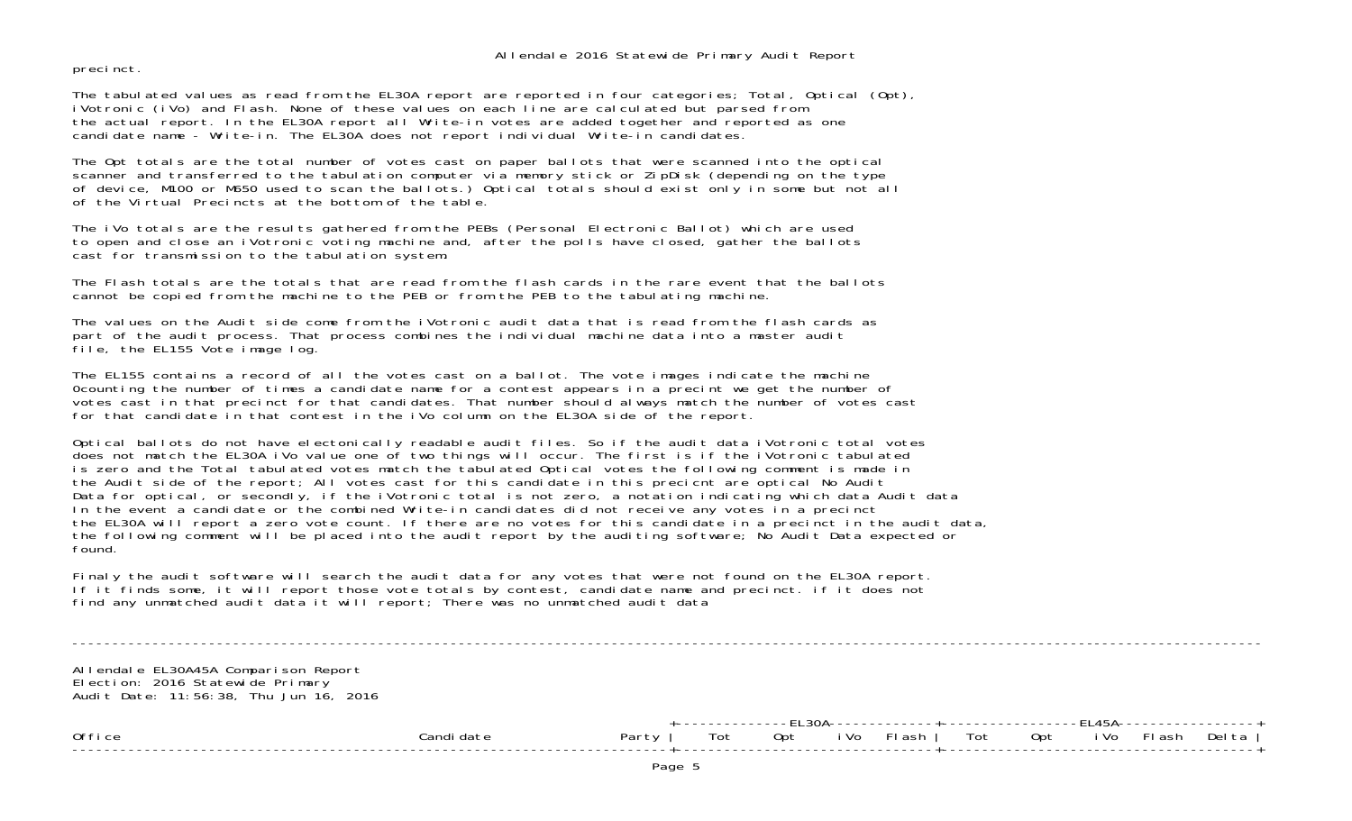precinct.

The tabulated values as read from the EL30A report are reported in four categories; Total, Optical (Opt), iVotronic (iVo) and Flash. None of these values on each line are calculated but parsed from the actual report. In the EL30A report all Write-in votes are added together and reported as one candidate name - Write-in. The EL30A does not report individual Write-in candidates.

The Opt totals are the total number of votes cast on paper ballots that were scanned into the optical scanner and transferred to the tabulation computer via memory stick or ZipDisk (depending on the type of device, M100 or M650 used to scan the ballots.) Optical totals should exist only in some but not all of the Virtual Precincts at the bottom of the table.

The iVo totals are the results gathered from the PEBs (Personal Electronic Ballot) which are used to open and close an iVotronic voting machine and, after the polls have closed, gather the ballots cast for transmission to the tabulation system.

The Flash totals are the totals that are read from the flash cards in the rare event that the ballots cannot be copied from the machine to the PEB or from the PEB to the tabulating machine.

The values on the Audit side come from the iVotronic audit data that is read from the flash cards as part of the audit process. That process combines the individual machine data into a master audit file, the EL155 Vote image log.

The EL155 contains a record of all the votes cast on a ballot. The vote images indicate the machine 0counting the number of times a candidate name for a contest appears in a precint we get the number of votes cast in that precinct for that candidates. That number should always match the number of votes cast for that candidate in that contest in the iVo column on the EL30A side of the report.

Optical ballots do not have electonically readable audit files. So if the audit data iVotronic total votes does not match the EL30A iVo value one of two things will occur. The first is if the iVotronic tabulated is zero and the Total tabulated votes match the tabulated Optical votes the following comment is made in the Audit side of the report; All votes cast for this candidate in this precicnt are optical No Audit Data for optical, or secondly, if the iVotronic total is not zero, a notation indicating which data Audit data In the event a candidate or the combined Write-in candidates did not receive any votes in a precinct the EL30A will report a zero vote count. If there are no votes for this candidate in a precinct in the audit data, the following comment will be placed into the audit report by the auditing software; No Audit Data expected or found.

Finaly the audit software will search the audit data for any votes that were not found on the EL30A report. If it finds some, it will report those vote totals by contest, candidate name and precinct. if it does not find any unmatched audit data it will report; There was no unmatched audit data

---

Allendale EL30A45A Comparison Report
Election: 2016 Statewide Primary
Audit Date: 11:56:38, Thu Jun 16, 2016

| Office | Candidate | Party | EL30A Tot | EL30A Opt | EL30A iVo | EL30A Flash | EL45A Tot | EL45A Opt | EL45A iVo | EL45A Flash | Delta |
|---|---|---|---|---|---|---|---|---|---|---|---|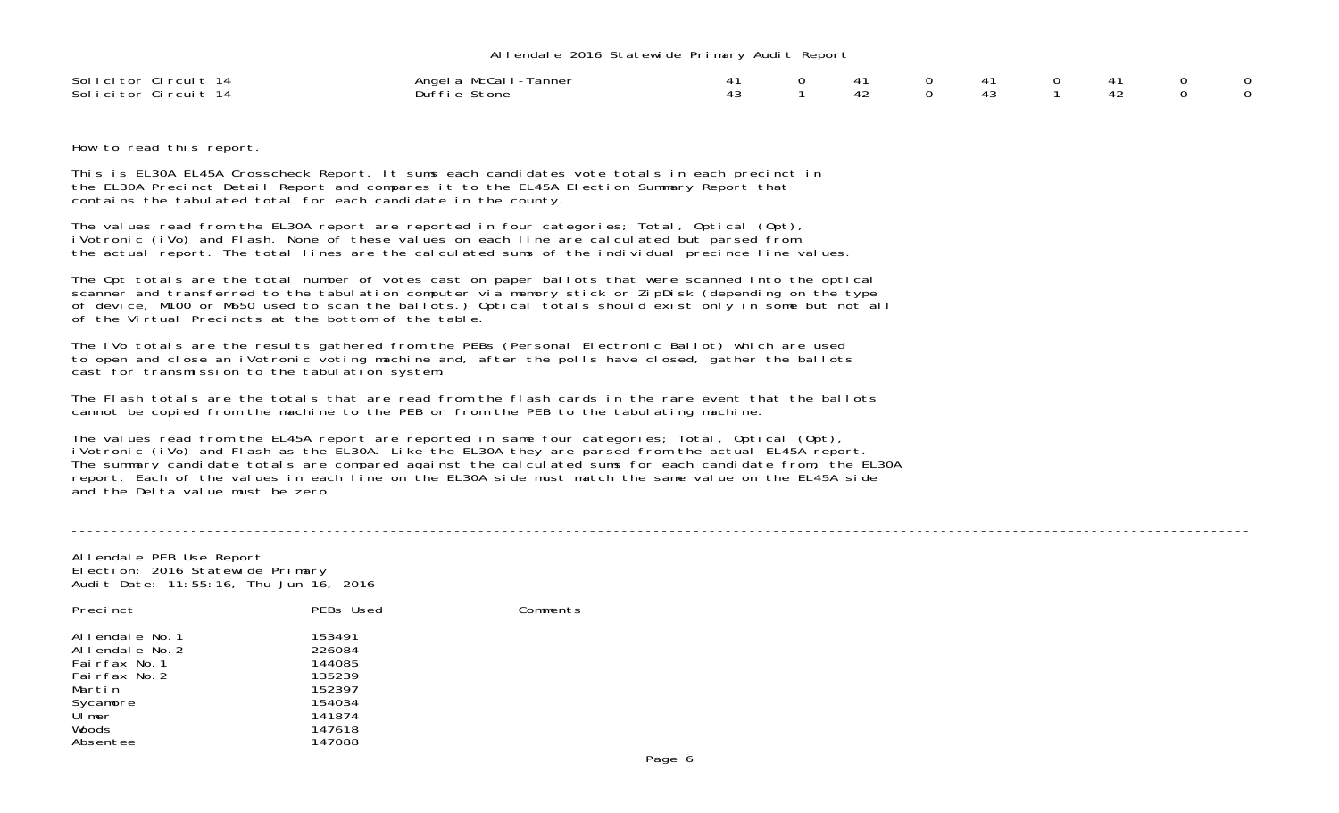| | | | | | | | | | | |
|---|---|---|---|---|---|---|---|---|---|---|
| Solicitor Circuit 14 | Angela McCall-Tanner | 41 | 0 | 41 | 0 | 41 | 0 | 41 | 0 | 0 |
| Solicitor Circuit 14 | Duffie Stone | 43 | 1 | 42 | 0 | 43 | 1 | 42 | 0 | 0 |

How to read this report.

This is EL30A EL45A Crosscheck Report. It sums each candidates vote totals in each precinct in the EL30A Precinct Detail Report and compares it to the EL45A Election Summary Report that contains the tabulated total for each candidate in the county.

The values read from the EL30A report are reported in four categories; Total, Optical (Opt), iVotronic (iVo) and Flash. None of these values on each line are calculated but parsed from the actual report. The total lines are the calculated sums of the individual precince line values.

The Opt totals are the total number of votes cast on paper ballots that were scanned into the optical scanner and transferred to the tabulation computer via memory stick or ZipDisk (depending on the type of device, M100 or M650 used to scan the ballots.) Optical totals should exist only in some but not all of the Virtual Precincts at the bottom of the table.

The iVo totals are the results gathered from the PEBs (Personal Electronic Ballot) which are used to open and close an iVotronic voting machine and, after the polls have closed, gather the ballots cast for transmission to the tabulation system.

The Flash totals are the totals that are read from the flash cards in the rare event that the ballots cannot be copied from the machine to the PEB or from the PEB to the tabulating machine.

The values read from the EL45A report are reported in same four categories; Total, Optical (Opt), iVotronic (iVo) and Flash as the EL30A. Like the EL30A they are parsed from the actual EL45A report. The summary candidate totals are compared against the calculated sums for each candidate from, the EL30A report. Each of the values in each line on the EL30A side must match the same value on the EL45A side and the Delta value must be zero.

---

Allendale PEB Use Report
Election: 2016 Statewide Primary
Audit Date: 11:55:16, Thu Jun 16, 2016

| Precinct | PEBs Used | Comments |
|---|---|---|
| Allendale No.1 | 153491 | |
| Allendale No.2 | 226084 | |
| Fairfax No.1 | 144085 | |
| Fairfax No.2 | 135239 | |
| Martin | 152397 | |
| Sycamore | 154034 | |
| Ulmer | 141874 | |
| Woods | 147618 | |
| Absentee | 147088 | |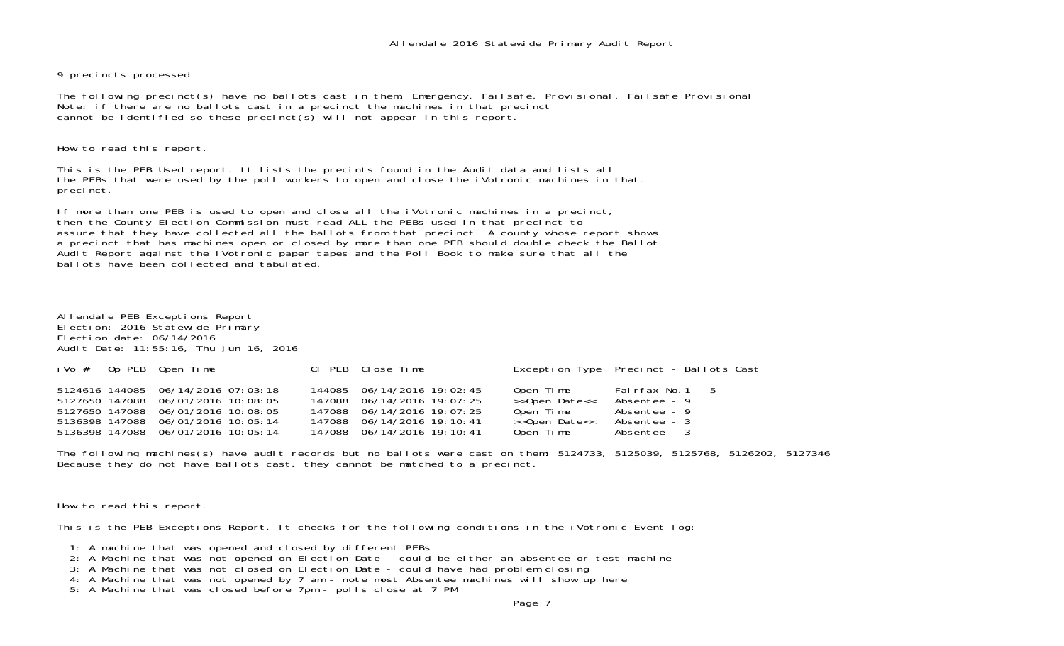Allendale 2016 Statewide Primary Audit Report

9 precincts processed

The following precinct(s) have no ballots cast in them: Emergency, Failsafe, Provisional, Failsafe Provisional
Note: if there are no ballots cast in a precinct the machines in that precinct
cannot be identified so these precinct(s) will not appear in this report.

How to read this report.

This is the PEB Used report. It lists the precints found in the Audit data and lists all
the PEBs that were used by the poll workers to open and close the iVotronic machines in that.
precinct.

If more than one PEB is used to open and close all the iVotronic machines in a precinct,
then the County Election Commission must read ALL the PEBs used in that precinct to
assure that they have collected all the ballots from that precinct. A county whose report shows
a precinct that has machines open or closed by more than one PEB should double check the Ballot
Audit Report against the iVotronic paper tapes and the Poll Book to make sure that all the
ballots have been collected and tabulated.

---

Allendale PEB Exceptions Report
Election: 2016 Statewide Primary
Election date: 06/14/2016
Audit Date: 11:55:16, Thu Jun 16, 2016

| iVo # | Op PEB | Open Time | Cl PEB | Close Time | Exception Type | Precinct - Ballots Cast |
|---|---|---|---|---|---|---|
| 5124616 | 144085 | 06/14/2016 07:03:18 | 144085 | 06/14/2016 19:02:45 | Open Time | Fairfax No.1 - 5 |
| 5127650 | 147088 | 06/01/2016 10:08:05 | 147088 | 06/14/2016 19:07:25 | >>Open Date<< | Absentee - 9 |
| 5127650 | 147088 | 06/01/2016 10:08:05 | 147088 | 06/14/2016 19:07:25 | Open Time | Absentee - 9 |
| 5136398 | 147088 | 06/01/2016 10:05:14 | 147088 | 06/14/2016 19:10:41 | >>Open Date<< | Absentee - 3 |
| 5136398 | 147088 | 06/01/2016 10:05:14 | 147088 | 06/14/2016 19:10:41 | Open Time | Absentee - 3 |

The following machines(s) have audit records but no ballots were cast on them: 5124733, 5125039, 5125768, 5126202, 5127346
Because they do not have ballots cast, they cannot be matched to a precinct.

How to read this report.

This is the PEB Exceptions Report. It checks for the following conditions in the iVotronic Event log;

1: A machine that was opened and closed by different PEBs
2: A Machine that was not opened on Election Date - could be either an absentee or test machine
3: A Machine that was not closed on Election Date - could have had problem closing
4: A Machine that was not opened by 7 am - note most Absentee machines will show up here
5: A Machine that was closed before 7pm - polls close at 7 PM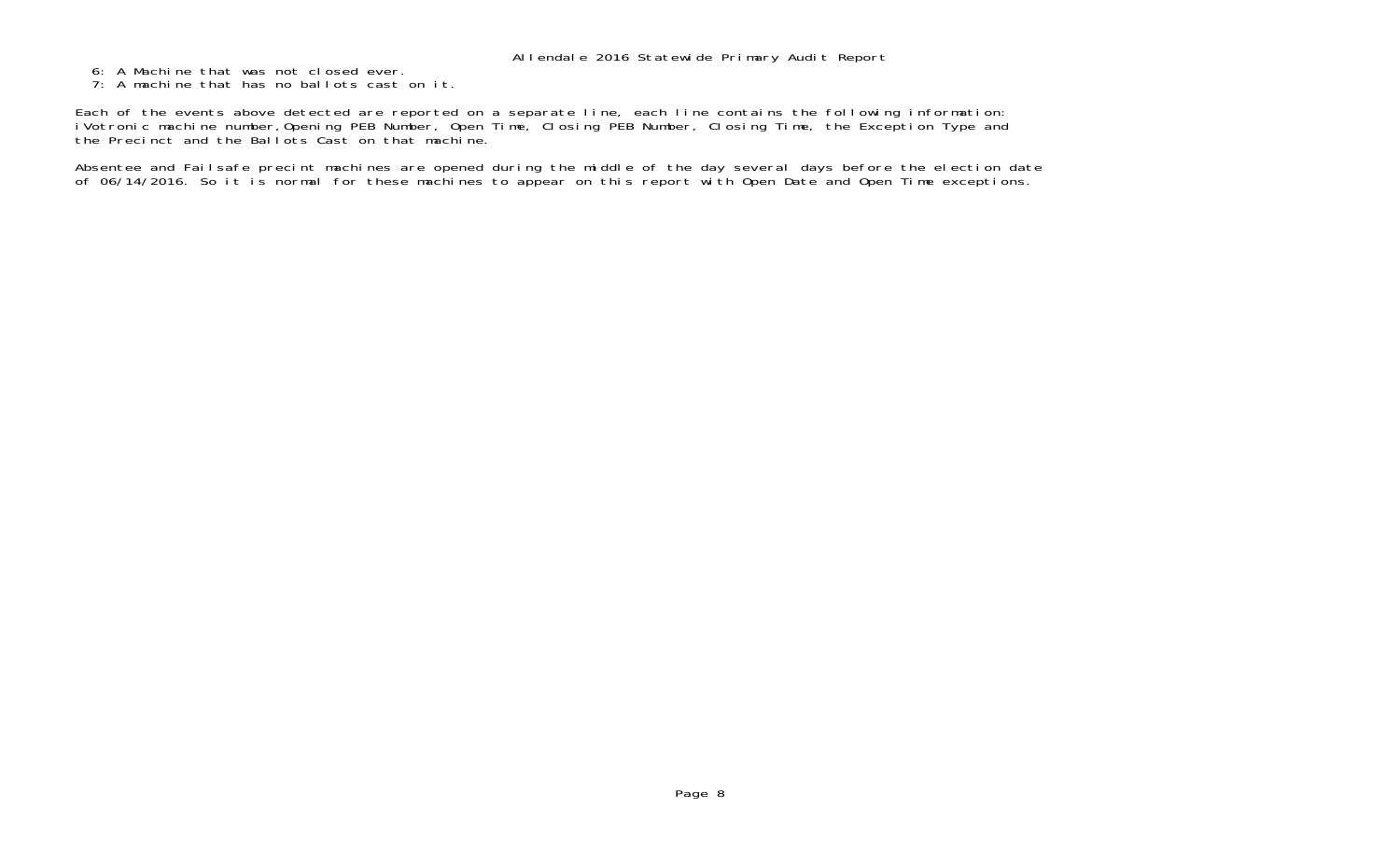6: A Machine that was not closed ever.
7: A machine that has no ballots cast on it.

Each of the events above detected are reported on a separate line, each line contains the following information: iVotronic machine number,Opening PEB Number, Open Time, Closing PEB Number, Closing Time, the Exception Type and the Precinct and the Ballots Cast on that machine.

Absentee and Failsafe precint machines are opened during the middle of the day several days before the election date of 06/14/2016. So it is normal for these machines to appear on this report with Open Date and Open Time exceptions.